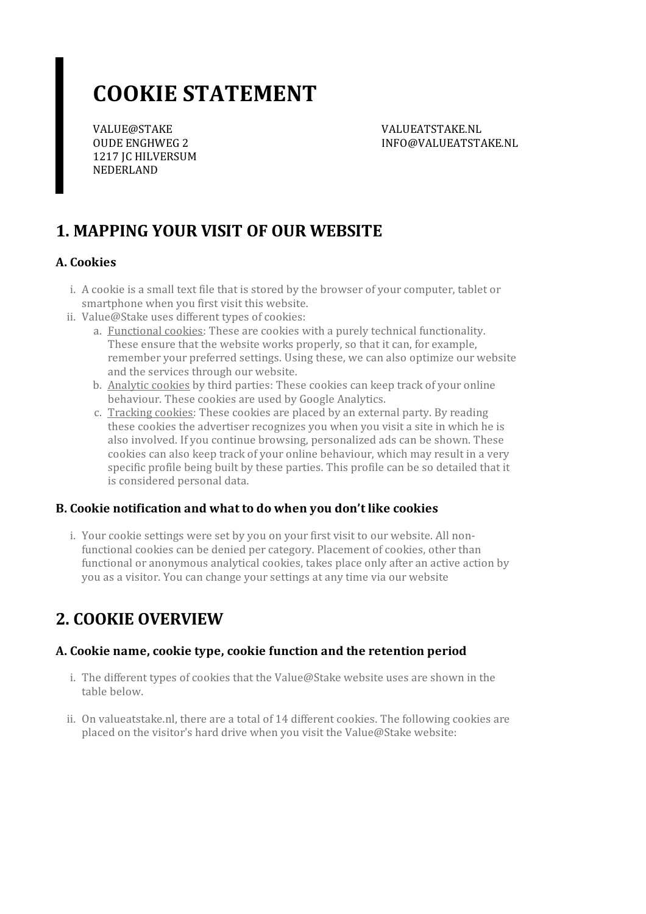# COOKIE STATEMENT

VALUE@STAKE
OUDE ENGHWEG 2
1217 JC HILVERSUM
NEDERLAND

VALUEATSTAKE.NL
INFO@VALUEATSTAKE.NL

## 1. MAPPING YOUR VISIT OF OUR WEBSITE

### A. Cookies

i. A cookie is a small text file that is stored by the browser of your computer, tablet or smartphone when you first visit this website.

ii. Value@Stake uses different types of cookies:

   a. Functional cookies: These are cookies with a purely technical functionality. These ensure that the website works properly, so that it can, for example, remember your preferred settings. Using these, we can also optimize our website and the services through our website.

   b. Analytic cookies by third parties: These cookies can keep track of your online behaviour. These cookies are used by Google Analytics.

   c. Tracking cookies: These cookies are placed by an external party. By reading these cookies the advertiser recognizes you when you visit a site in which he is also involved. If you continue browsing, personalized ads can be shown. These cookies can also keep track of your online behaviour, which may result in a very specific profile being built by these parties. This profile can be so detailed that it is considered personal data.

### B. Cookie notification and what to do when you don't like cookies

i. Your cookie settings were set by you on your first visit to our website. All non-functional cookies can be denied per category. Placement of cookies, other than functional or anonymous analytical cookies, takes place only after an active action by you as a visitor. You can change your settings at any time via our website

## 2. COOKIE OVERVIEW

### A. Cookie name, cookie type, cookie function and the retention period

i. The different types of cookies that the Value@Stake website uses are shown in the table below.

ii. On valueatstake.nl, there are a total of 14 different cookies. The following cookies are placed on the visitor's hard drive when you visit the Value@Stake website: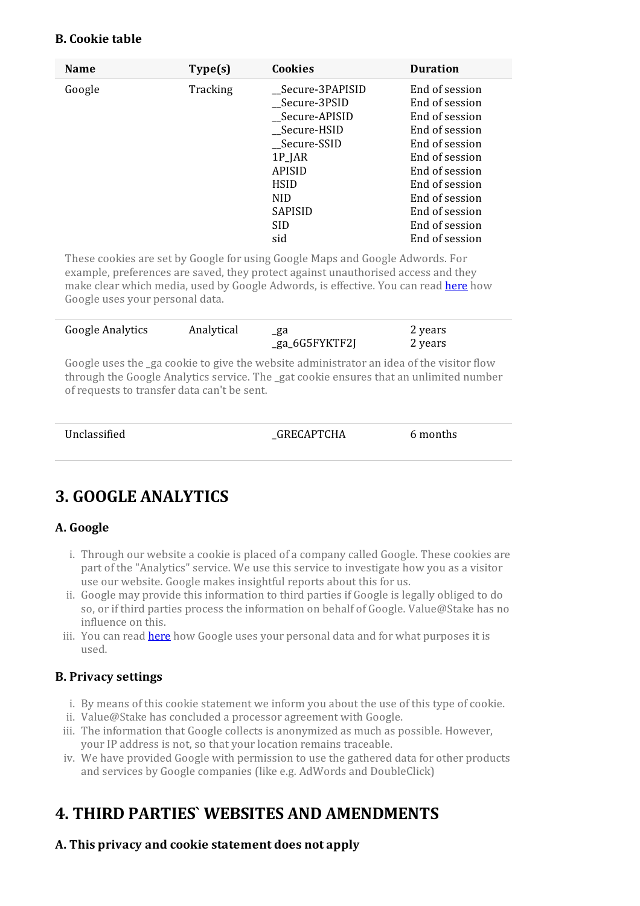### B. Cookie table

| Name | Type(s) | Cookies | Duration |
|---|---|---|---|
| Google | Tracking | __Secure-3PAPISID<br>__Secure-3PSID<br>__Secure-APISID<br>__Secure-HSID<br>__Secure-SSID<br>1P_JAR<br>APISID<br>HSID<br>NID<br>SAPISID<br>SID<br>sid | End of session<br>End of session<br>End of session<br>End of session<br>End of session<br>End of session<br>End of session<br>End of session<br>End of session<br>End of session<br>End of session<br>End of session |
| These cookies are set by Google for using Google Maps and Google Adwords. For example, preferences are saved, they protect against unauthorised access and they make clear which media, used by Google Adwords, is effective. You can read [here](#) how Google uses your personal data. | | | |
| Google Analytics | Analytical | _ga<br>_ga_6G5FYKTF2J | 2 years<br>2 years |
| Google uses the _ga cookie to give the website administrator an idea of the visitor flow through the Google Analytics service. The _gat cookie ensures that an unlimited number of requests to transfer data can't be sent. | | | |
| Unclassified | | _GRECAPTCHA | 6 months |

## 3. GOOGLE ANALYTICS

### A. Google

i. Through our website a cookie is placed of a company called Google. These cookies are part of the "Analytics" service. We use this service to investigate how you as a visitor use our website. Google makes insightful reports about this for us.
ii. Google may provide this information to third parties if Google is legally obliged to do so, or if third parties process the information on behalf of Google. Value@Stake has no influence on this.
iii. You can read [here](#) how Google uses your personal data and for what purposes it is used.

### B. Privacy settings

i. By means of this cookie statement we inform you about the use of this type of cookie.
ii. Value@Stake has concluded a processor agreement with Google.
iii. The information that Google collects is anonymized as much as possible. However, your IP address is not, so that your location remains traceable.
iv. We have provided Google with permission to use the gathered data for other products and services by Google companies (like e.g. AdWords and DoubleClick)

## 4. THIRD PARTIES` WEBSITES AND AMENDMENTS

### A. This privacy and cookie statement does not apply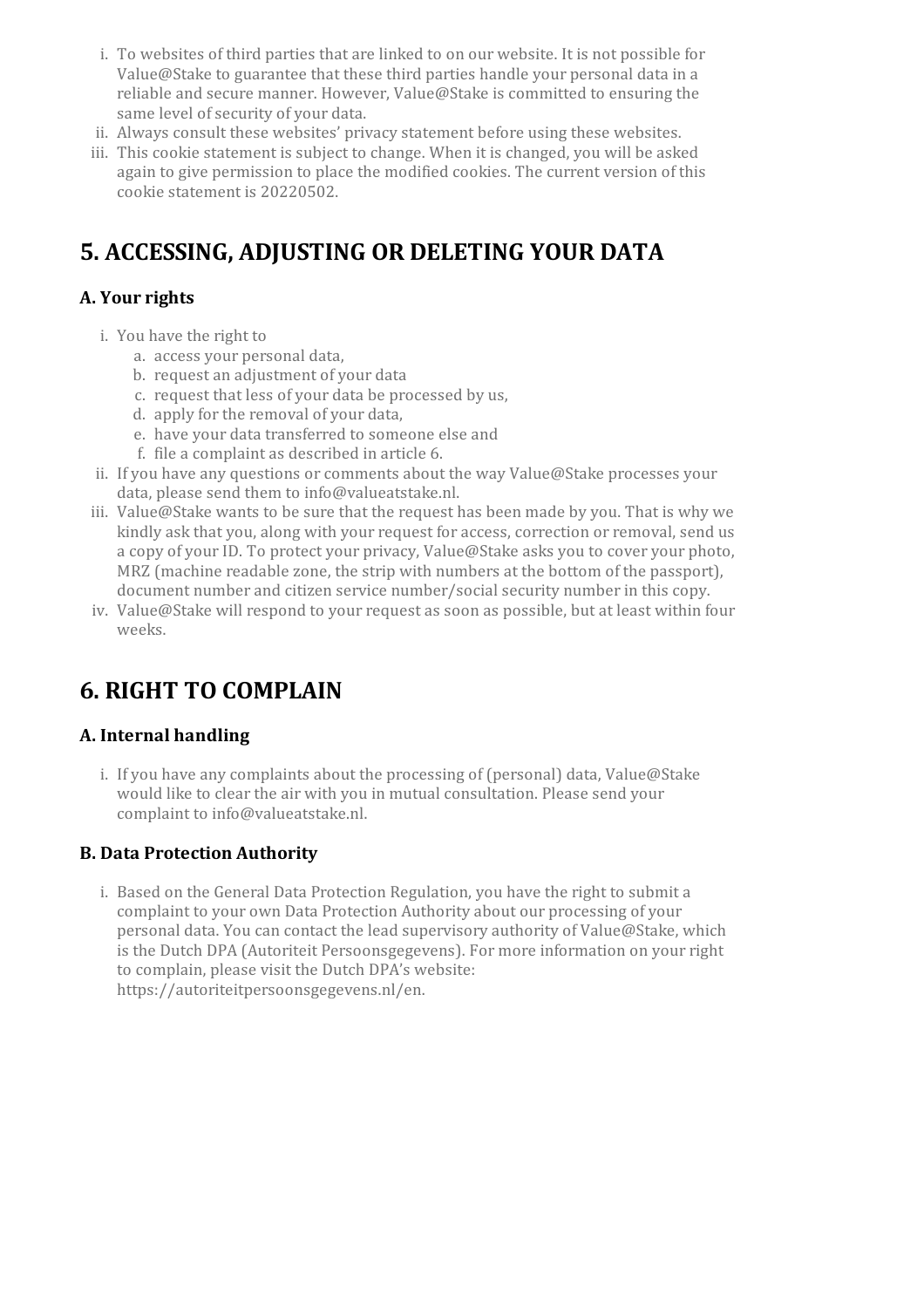i. To websites of third parties that are linked to on our website. It is not possible for Value@Stake to guarantee that these third parties handle your personal data in a reliable and secure manner. However, Value@Stake is committed to ensuring the same level of security of your data.
ii. Always consult these websites' privacy statement before using these websites.
iii. This cookie statement is subject to change. When it is changed, you will be asked again to give permission to place the modified cookies. The current version of this cookie statement is 20220502.

## 5. ACCESSING, ADJUSTING OR DELETING YOUR DATA

### A. Your rights

i. You have the right to
   a. access your personal data,
   b. request an adjustment of your data
   c. request that less of your data be processed by us,
   d. apply for the removal of your data,
   e. have your data transferred to someone else and
   f. file a complaint as described in article 6.
ii. If you have any questions or comments about the way Value@Stake processes your data, please send them to info@valueatstake.nl.
iii. Value@Stake wants to be sure that the request has been made by you. That is why we kindly ask that you, along with your request for access, correction or removal, send us a copy of your ID. To protect your privacy, Value@Stake asks you to cover your photo, MRZ (machine readable zone, the strip with numbers at the bottom of the passport), document number and citizen service number/social security number in this copy.
iv. Value@Stake will respond to your request as soon as possible, but at least within four weeks.

## 6. RIGHT TO COMPLAIN

### A. Internal handling

i. If you have any complaints about the processing of (personal) data, Value@Stake would like to clear the air with you in mutual consultation. Please send your complaint to info@valueatstake.nl.

### B. Data Protection Authority

i. Based on the General Data Protection Regulation, you have the right to submit a complaint to your own Data Protection Authority about our processing of your personal data. You can contact the lead supervisory authority of Value@Stake, which is the Dutch DPA (Autoriteit Persoonsgegevens). For more information on your right to complain, please visit the Dutch DPA's website: https://autoriteitpersoonsgegevens.nl/en.